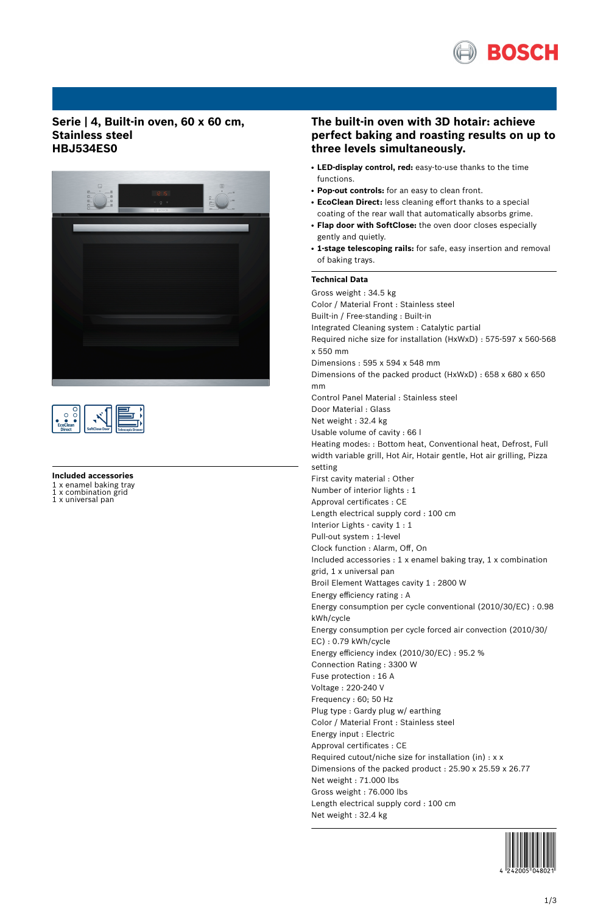# Serie | 4, Built-in oven, 60 x 60 cm, Stainless steel
## HBJ534ES0

EcoClean Direct | SoftClose Door | Telescopic Drawer

**Included accessories**
1 x enamel baking tray
1 x combination grid
1 x universal pan

## The built-in oven with 3D hotair: achieve perfect baking and roasting results on up to three levels simultaneously.

- **LED-display control, red:** easy-to-use thanks to the time functions.
- **Pop-out controls:** for an easy to clean front.
- **EcoClean Direct:** less cleaning effort thanks to a special coating of the rear wall that automatically absorbs grime.
- **Flap door with SoftClose:** the oven door closes especially gently and quietly.
- **1-stage telescoping rails:** for safe, easy insertion and removal of baking trays.

### Technical Data

Gross weight : 34.5 kg
Color / Material Front : Stainless steel
Built-in / Free-standing : Built-in
Integrated Cleaning system : Catalytic partial
Required niche size for installation (HxWxD) : 575-597 x 560-568 x 550 mm
Dimensions : 595 x 594 x 548 mm
Dimensions of the packed product (HxWxD) : 658 x 680 x 650 mm
Control Panel Material : Stainless steel
Door Material : Glass
Net weight : 32.4 kg
Usable volume of cavity : 66 l
Heating modes: : Bottom heat, Conventional heat, Defrost, Full width variable grill, Hot Air, Hotair gentle, Hot air grilling, Pizza setting
First cavity material : Other
Number of interior lights : 1
Approval certificates : CE
Length electrical supply cord : 100 cm
Interior Lights - cavity 1 : 1
Pull-out system : 1-level
Clock function : Alarm, Off, On
Included accessories : 1 x enamel baking tray, 1 x combination grid, 1 x universal pan
Broil Element Wattages cavity 1 : 2800 W
Energy efficiency rating : A
Energy consumption per cycle conventional (2010/30/EC) : 0.98 kWh/cycle
Energy consumption per cycle forced air convection (2010/30/EC) : 0.79 kWh/cycle
Energy efficiency index (2010/30/EC) : 95.2 %
Connection Rating : 3300 W
Fuse protection : 16 A
Voltage : 220-240 V
Frequency : 60; 50 Hz
Plug type : Gardy plug w/ earthing
Color / Material Front : Stainless steel
Energy input : Electric
Approval certificates : CE
Required cutout/niche size for installation (in) : x x
Dimensions of the packed product : 25.90 x 25.59 x 26.77
Net weight : 71.000 lbs
Gross weight : 76.000 lbs
Length electrical supply cord : 100 cm
Net weight : 32.4 kg

4 242005 048021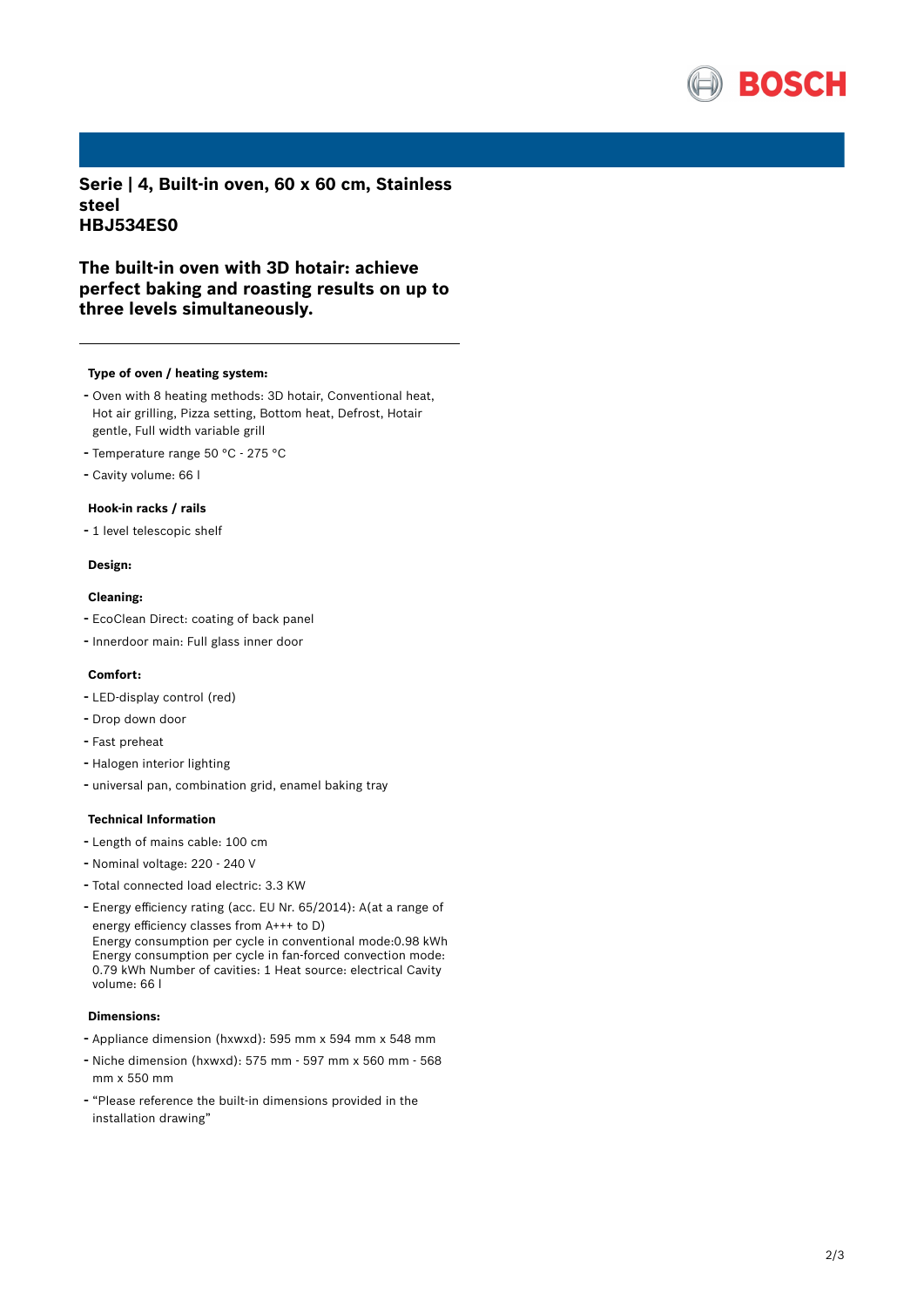# Serie | 4, Built-in oven, 60 x 60 cm, Stainless steel
# HBJ534ES0

## The built-in oven with 3D hotair: achieve perfect baking and roasting results on up to three levels simultaneously.

---

#### Type of oven / heating system:

- Oven with 8 heating methods: 3D hotair, Conventional heat, Hot air grilling, Pizza setting, Bottom heat, Defrost, Hotair gentle, Full width variable grill
- Temperature range 50 °C - 275 °C
- Cavity volume: 66 l

#### Hook-in racks / rails

- 1 level telescopic shelf

#### Design:

#### Cleaning:

- EcoClean Direct: coating of back panel
- Innerdoor main: Full glass inner door

#### Comfort:

- LED-display control (red)
- Drop down door
- Fast preheat
- Halogen interior lighting
- universal pan, combination grid, enamel baking tray

#### Technical Information

- Length of mains cable: 100 cm
- Nominal voltage: 220 - 240 V
- Total connected load electric: 3.3 KW
- Energy efficiency rating (acc. EU Nr. 65/2014): A(at a range of energy efficiency classes from A+++ to D)
  Energy consumption per cycle in conventional mode:0.98 kWh
  Energy consumption per cycle in fan-forced convection mode: 0.79 kWh Number of cavities: 1 Heat source: electrical Cavity volume: 66 l

#### Dimensions:

- Appliance dimension (hxwxd): 595 mm x 594 mm x 548 mm
- Niche dimension (hxwxd): 575 mm - 597 mm x 560 mm - 568 mm x 550 mm
- "Please reference the built-in dimensions provided in the installation drawing"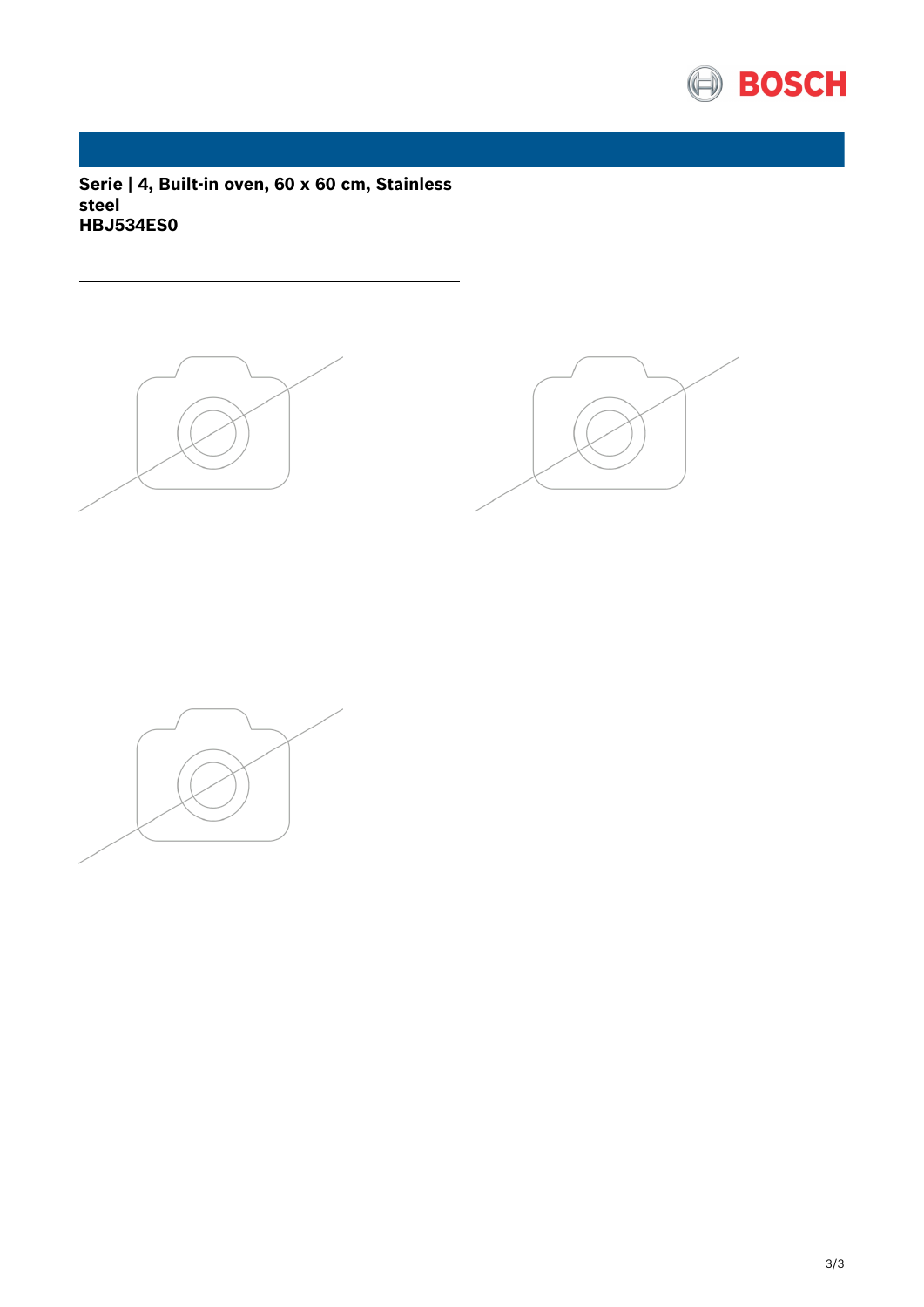**Serie | 4, Built-in oven, 60 x 60 cm, Stainless steel**
**HBJ534ES0**